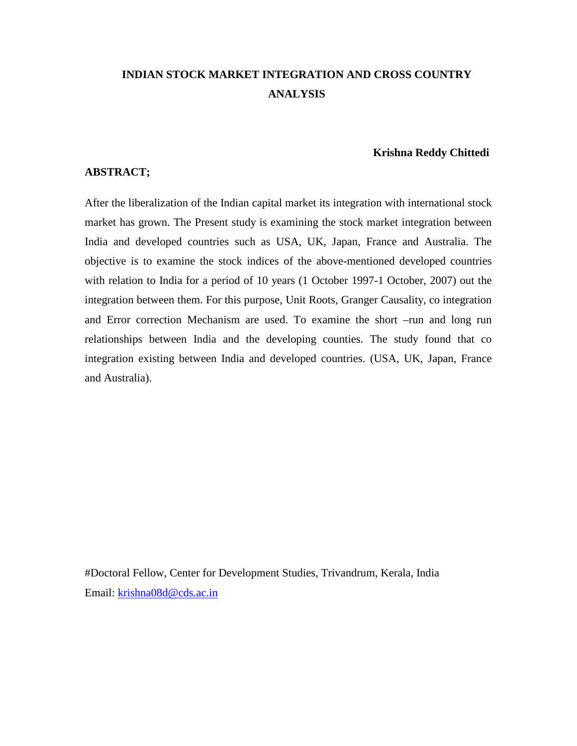# INDIAN STOCK MARKET INTEGRATION AND CROSS COUNTRY ANALYSIS

**Krishna Reddy Chittedi**

**ABSTRACT;**

After the liberalization of the Indian capital market its integration with international stock market has grown. The Present study is examining the stock market integration between India and developed countries such as USA, UK, Japan, France and Australia. The objective is to examine the stock indices of the above-mentioned developed countries with relation to India for a period of 10 years (1 October 1997-1 October, 2007) out the integration between them. For this purpose, Unit Roots, Granger Causality, co integration and Error correction Mechanism are used. To examine the short –run and long run relationships between India and the developing counties. The study found that co integration existing between India and developed countries. (USA, UK, Japan, France and Australia).

#Doctoral Fellow, Center for Development Studies, Trivandrum, Kerala, India

Email: krishna08d@cds.ac.in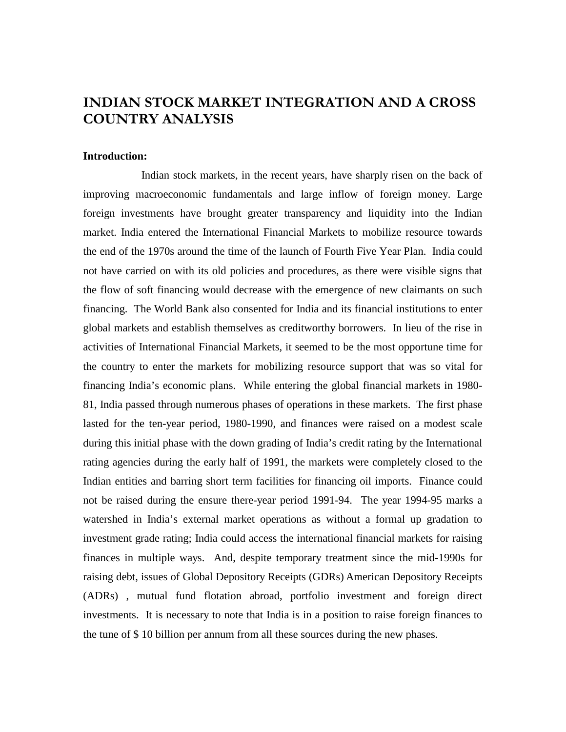# INDIAN STOCK MARKET INTEGRATION AND A CROSS COUNTRY ANALYSIS

**Introduction:**

Indian stock markets, in the recent years, have sharply risen on the back of improving macroeconomic fundamentals and large inflow of foreign money. Large foreign investments have brought greater transparency and liquidity into the Indian market. India entered the International Financial Markets to mobilize resource towards the end of the 1970s around the time of the launch of Fourth Five Year Plan. India could not have carried on with its old policies and procedures, as there were visible signs that the flow of soft financing would decrease with the emergence of new claimants on such financing. The World Bank also consented for India and its financial institutions to enter global markets and establish themselves as creditworthy borrowers. In lieu of the rise in activities of International Financial Markets, it seemed to be the most opportune time for the country to enter the markets for mobilizing resource support that was so vital for financing India's economic plans. While entering the global financial markets in 1980-81, India passed through numerous phases of operations in these markets. The first phase lasted for the ten-year period, 1980-1990, and finances were raised on a modest scale during this initial phase with the down grading of India's credit rating by the International rating agencies during the early half of 1991, the markets were completely closed to the Indian entities and barring short term facilities for financing oil imports. Finance could not be raised during the ensure there-year period 1991-94. The year 1994-95 marks a watershed in India's external market operations as without a formal up gradation to investment grade rating; India could access the international financial markets for raising finances in multiple ways. And, despite temporary treatment since the mid-1990s for raising debt, issues of Global Depository Receipts (GDRs) American Depository Receipts (ADRs) , mutual fund flotation abroad, portfolio investment and foreign direct investments. It is necessary to note that India is in a position to raise foreign finances to the tune of $ 10 billion per annum from all these sources during the new phases.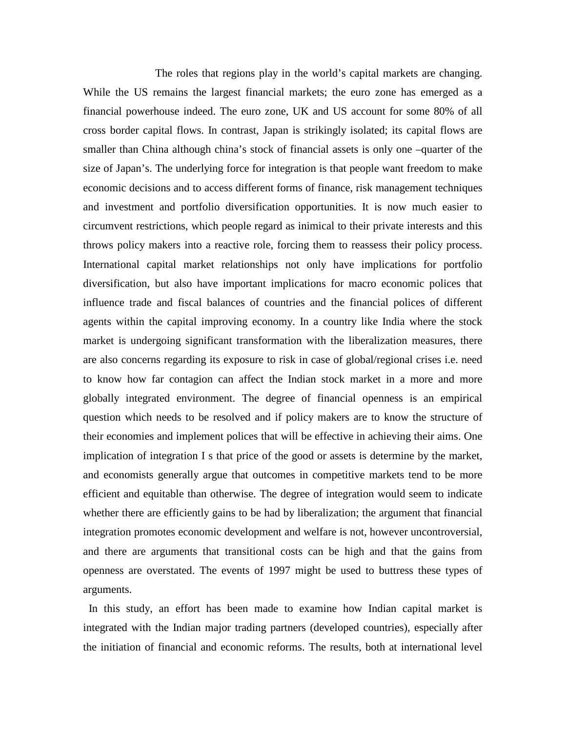The roles that regions play in the world's capital markets are changing. While the US remains the largest financial markets; the euro zone has emerged as a financial powerhouse indeed. The euro zone, UK and US account for some 80% of all cross border capital flows. In contrast, Japan is strikingly isolated; its capital flows are smaller than China although china's stock of financial assets is only one –quarter of the size of Japan's. The underlying force for integration is that people want freedom to make economic decisions and to access different forms of finance, risk management techniques and investment and portfolio diversification opportunities. It is now much easier to circumvent restrictions, which people regard as inimical to their private interests and this throws policy makers into a reactive role, forcing them to reassess their policy process. International capital market relationships not only have implications for portfolio diversification, but also have important implications for macro economic polices that influence trade and fiscal balances of countries and the financial polices of different agents within the capital improving economy. In a country like India where the stock market is undergoing significant transformation with the liberalization measures, there are also concerns regarding its exposure to risk in case of global/regional crises i.e. need to know how far contagion can affect the Indian stock market in a more and more globally integrated environment. The degree of financial openness is an empirical question which needs to be resolved and if policy makers are to know the structure of their economies and implement polices that will be effective in achieving their aims. One implication of integration I s that price of the good or assets is determine by the market, and economists generally argue that outcomes in competitive markets tend to be more efficient and equitable than otherwise. The degree of integration would seem to indicate whether there are efficiently gains to be had by liberalization; the argument that financial integration promotes economic development and welfare is not, however uncontroversial, and there are arguments that transitional costs can be high and that the gains from openness are overstated. The events of 1997 might be used to buttress these types of arguments.

In this study, an effort has been made to examine how Indian capital market is integrated with the Indian major trading partners (developed countries), especially after the initiation of financial and economic reforms. The results, both at international level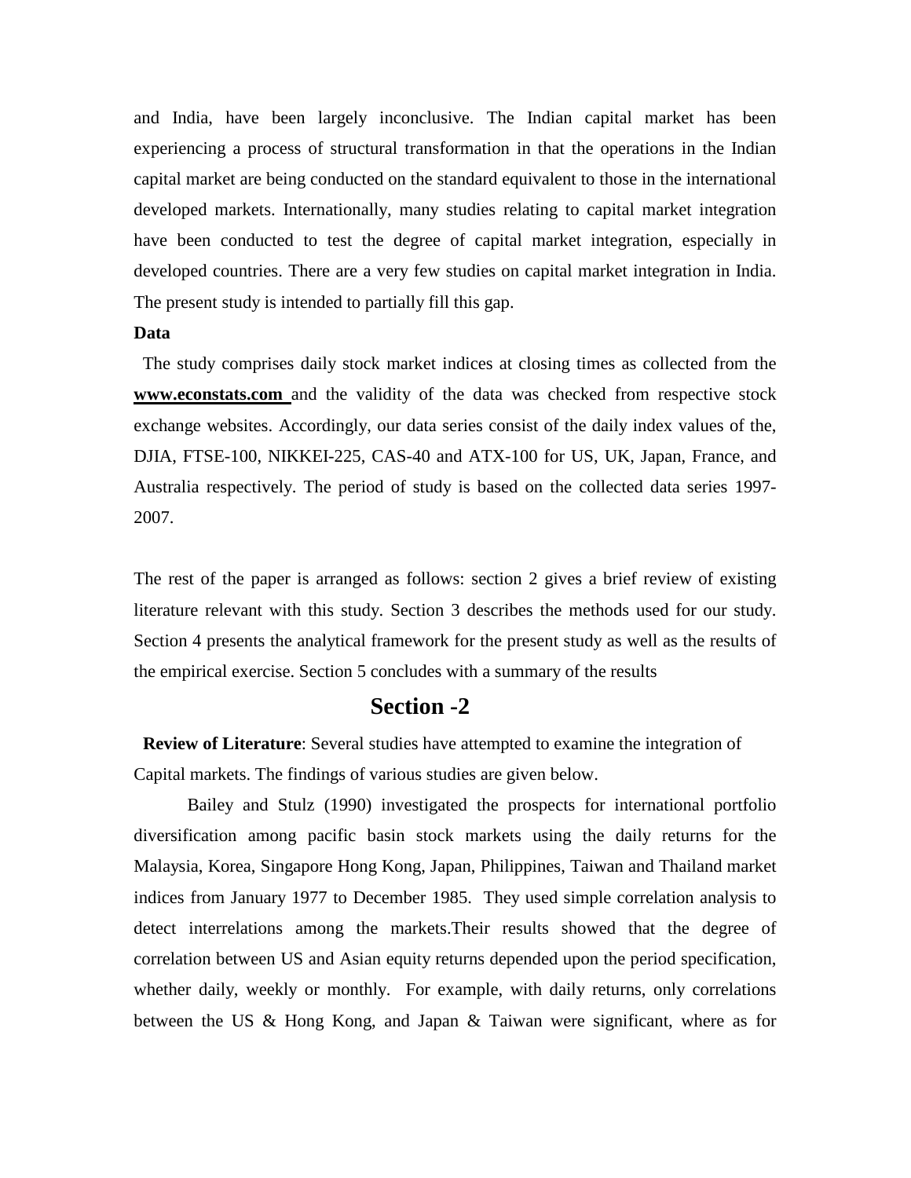and India, have been largely inconclusive. The Indian capital market has been experiencing a process of structural transformation in that the operations in the Indian capital market are being conducted on the standard equivalent to those in the international developed markets. Internationally, many studies relating to capital market integration have been conducted to test the degree of capital market integration, especially in developed countries. There are a very few studies on capital market integration in India. The present study is intended to partially fill this gap.

**Data**

The study comprises daily stock market indices at closing times as collected from the **www.econstats.com** and the validity of the data was checked from respective stock exchange websites. Accordingly, our data series consist of the daily index values of the, DJIA, FTSE-100, NIKKEI-225, CAS-40 and ATX-100 for US, UK, Japan, France, and Australia respectively. The period of study is based on the collected data series 1997-2007.

The rest of the paper is arranged as follows: section 2 gives a brief review of existing literature relevant with this study. Section 3 describes the methods used for our study. Section 4 presents the analytical framework for the present study as well as the results of the empirical exercise. Section 5 concludes with a summary of the results

## Section -2

**Review of Literature**: Several studies have attempted to examine the integration of Capital markets. The findings of various studies are given below.

Bailey and Stulz (1990) investigated the prospects for international portfolio diversification among pacific basin stock markets using the daily returns for the Malaysia, Korea, Singapore Hong Kong, Japan, Philippines, Taiwan and Thailand market indices from January 1977 to December 1985. They used simple correlation analysis to detect interrelations among the markets.Their results showed that the degree of correlation between US and Asian equity returns depended upon the period specification, whether daily, weekly or monthly. For example, with daily returns, only correlations between the US & Hong Kong, and Japan & Taiwan were significant, where as for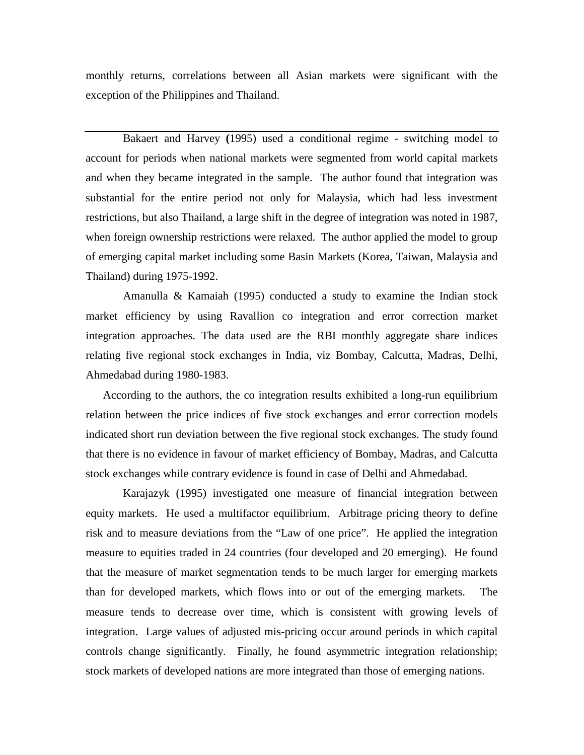monthly returns, correlations between all Asian markets were significant with the exception of the Philippines and Thailand.

---

Bakaert and Harvey (1995) used a conditional regime - switching model to account for periods when national markets were segmented from world capital markets and when they became integrated in the sample. The author found that integration was substantial for the entire period not only for Malaysia, which had less investment restrictions, but also Thailand, a large shift in the degree of integration was noted in 1987, when foreign ownership restrictions were relaxed. The author applied the model to group of emerging capital market including some Basin Markets (Korea, Taiwan, Malaysia and Thailand) during 1975-1992.

Amanulla & Kamaiah (1995) conducted a study to examine the Indian stock market efficiency by using Ravallion co integration and error correction market integration approaches. The data used are the RBI monthly aggregate share indices relating five regional stock exchanges in India, viz Bombay, Calcutta, Madras, Delhi, Ahmedabad during 1980-1983.

According to the authors, the co integration results exhibited a long-run equilibrium relation between the price indices of five stock exchanges and error correction models indicated short run deviation between the five regional stock exchanges. The study found that there is no evidence in favour of market efficiency of Bombay, Madras, and Calcutta stock exchanges while contrary evidence is found in case of Delhi and Ahmedabad.

Karajazyk (1995) investigated one measure of financial integration between equity markets. He used a multifactor equilibrium. Arbitrage pricing theory to define risk and to measure deviations from the "Law of one price". He applied the integration measure to equities traded in 24 countries (four developed and 20 emerging). He found that the measure of market segmentation tends to be much larger for emerging markets than for developed markets, which flows into or out of the emerging markets. The measure tends to decrease over time, which is consistent with growing levels of integration. Large values of adjusted mis-pricing occur around periods in which capital controls change significantly. Finally, he found asymmetric integration relationship; stock markets of developed nations are more integrated than those of emerging nations.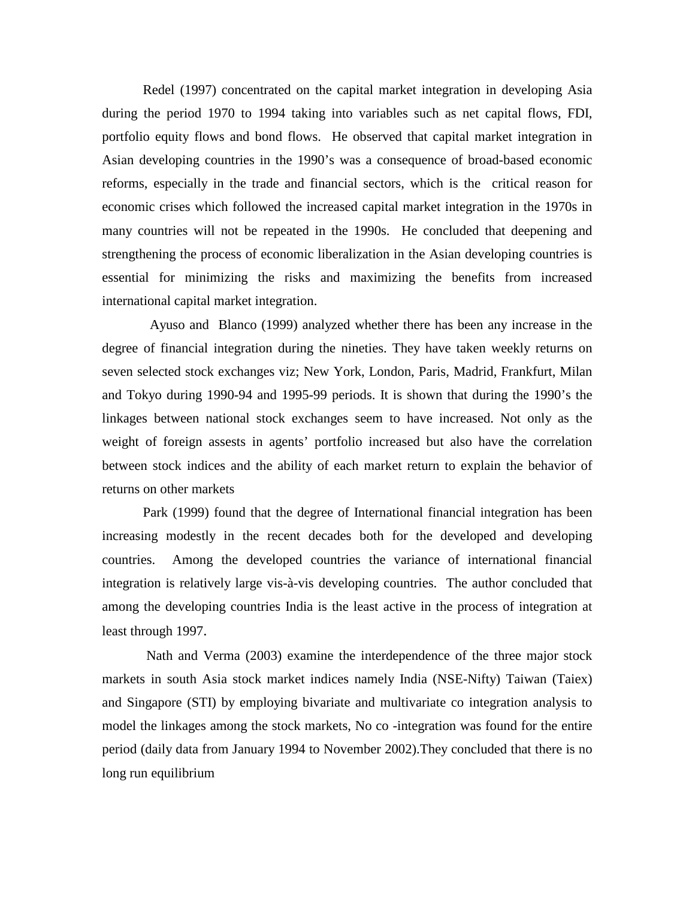Redel (1997) concentrated on the capital market integration in developing Asia during the period 1970 to 1994 taking into variables such as net capital flows, FDI, portfolio equity flows and bond flows.  He observed that capital market integration in Asian developing countries in the 1990's was a consequence of broad-based economic reforms, especially in the trade and financial sectors, which is the  critical reason for economic crises which followed the increased capital market integration in the 1970s in many countries will not be repeated in the 1990s.  He concluded that deepening and strengthening the process of economic liberalization in the Asian developing countries is essential for minimizing the risks and maximizing the benefits from increased international capital market integration.

Ayuso and  Blanco (1999) analyzed whether there has been any increase in the degree of financial integration during the nineties. They have taken weekly returns on seven selected stock exchanges viz; New York, London, Paris, Madrid, Frankfurt, Milan and Tokyo during 1990-94 and 1995-99 periods. It is shown that during the 1990's the linkages between national stock exchanges seem to have increased. Not only as the weight of foreign assests in agents' portfolio increased but also have the correlation between stock indices and the ability of each market return to explain the behavior of returns on other markets

Park (1999) found that the degree of International financial integration has been increasing modestly in the recent decades both for the developed and developing countries.  Among the developed countries the variance of international financial integration is relatively large vis-à-vis developing countries.  The author concluded that among the developing countries India is the least active in the process of integration at least through 1997.

Nath and Verma (2003) examine the interdependence of the three major stock markets in south Asia stock market indices namely India (NSE-Nifty) Taiwan (Taiex) and Singapore (STI) by employing bivariate and multivariate co integration analysis to model the linkages among the stock markets, No co -integration was found for the entire period (daily data from January 1994 to November 2002).They concluded that there is no long run equilibrium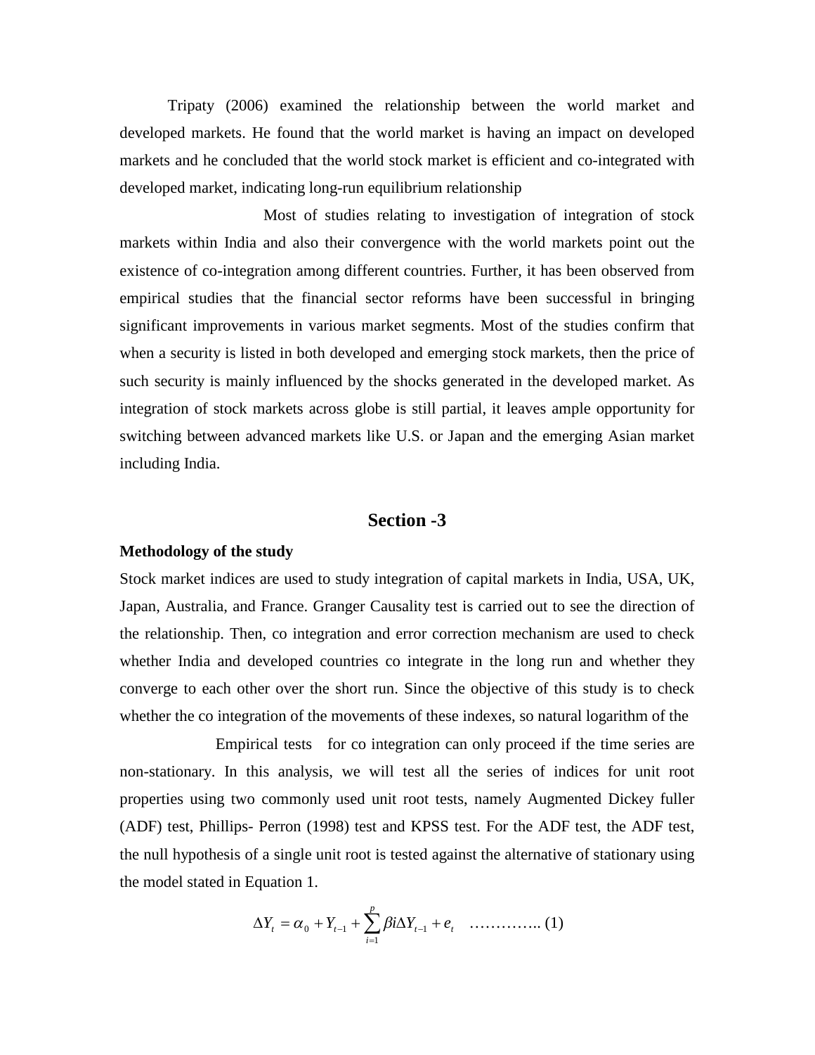Tripaty (2006) examined the relationship between the world market and developed markets. He found that the world market is having an impact on developed markets and he concluded that the world stock market is efficient and co-integrated with developed market, indicating long-run equilibrium relationship

Most of studies relating to investigation of integration of stock markets within India and also their convergence with the world markets point out the existence of co-integration among different countries. Further, it has been observed from empirical studies that the financial sector reforms have been successful in bringing significant improvements in various market segments. Most of the studies confirm that when a security is listed in both developed and emerging stock markets, then the price of such security is mainly influenced by the shocks generated in the developed market. As integration of stock markets across globe is still partial, it leaves ample opportunity for switching between advanced markets like U.S. or Japan and the emerging Asian market including India.

## Section -3

**Methodology of the study**

Stock market indices are used to study integration of capital markets in India, USA, UK, Japan, Australia, and France. Granger Causality test is carried out to see the direction of the relationship. Then, co integration and error correction mechanism are used to check whether India and developed countries co integrate in the long run and whether they converge to each other over the short run. Since the objective of this study is to check whether the co integration of the movements of these indexes, so natural logarithm of the

Empirical tests for co integration can only proceed if the time series are non-stationary. In this analysis, we will test all the series of indices for unit root properties using two commonly used unit root tests, namely Augmented Dickey fuller (ADF) test, Phillips- Perron (1998) test and KPSS test. For the ADF test, the ADF test, the null hypothesis of a single unit root is tested against the alternative of stationary using the model stated in Equation 1.

$$\Delta Y_t = \alpha_0 + Y_{t-1} + \sum_{i=1}^{p} \beta i \Delta Y_{t-1} + e_t \quad \ldots\ldots\ldots\ldots\ldots (1)$$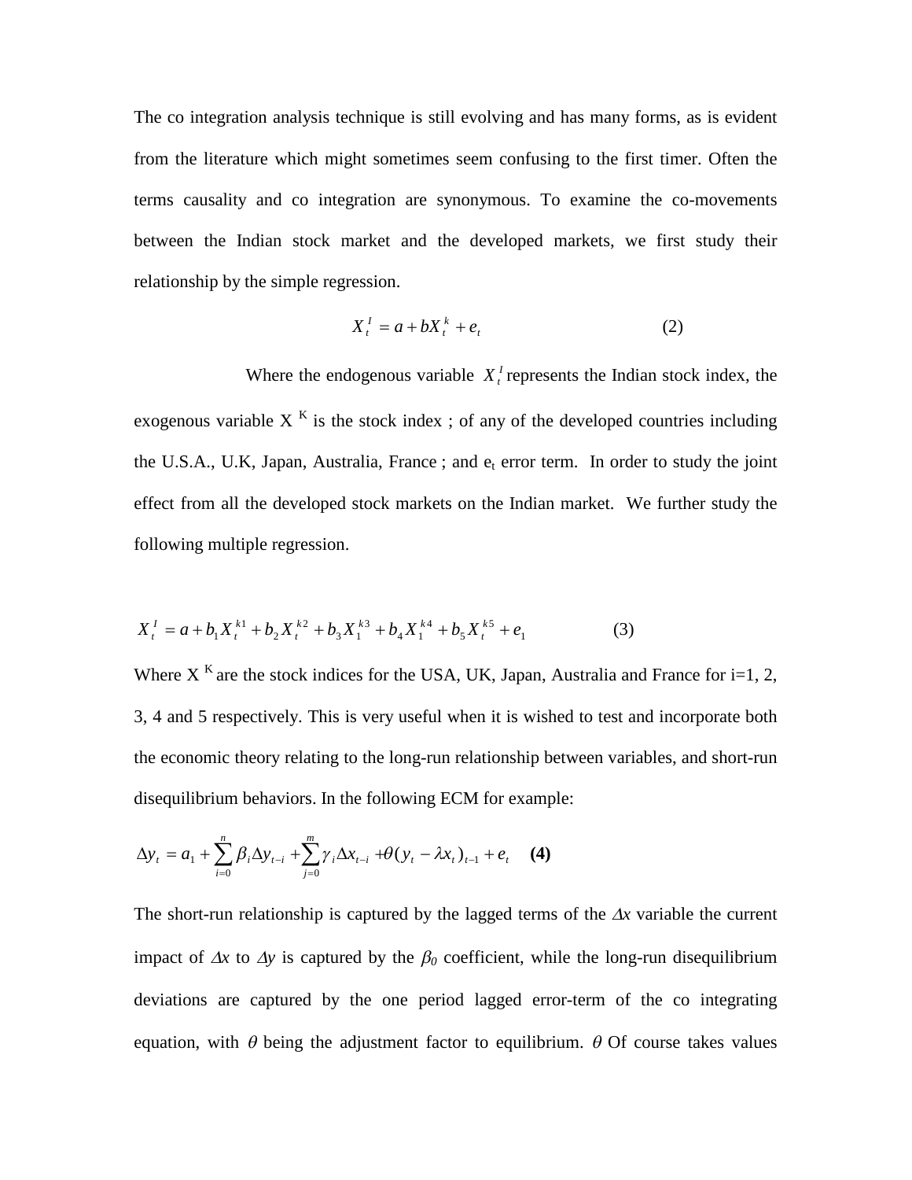The co integration analysis technique is still evolving and has many forms, as is evident from the literature which might sometimes seem confusing to the first timer. Often the terms causality and co integration are synonymous. To examine the co-movements between the Indian stock market and the developed markets, we first study their relationship by the simple regression.

$$X_t^I = a + bX_t^k + e_t \qquad (2)$$

Where the endogenous variable $X_t^I$ represents the Indian stock index, the exogenous variable $X^K$ is the stock index ; of any of the developed countries including the U.S.A., U.K, Japan, Australia, France ; and $e_t$ error term. In order to study the joint effect from all the developed stock markets on the Indian market. We further study the following multiple regression.

$$X_t^I = a + b_1 X_t^{k1} + b_2 X_t^{k2} + b_3 X_1^{k3} + b_4 X_1^{k4} + b_5 X_t^{k5} + e_1 \qquad (3)$$

Where $X^K$ are the stock indices for the USA, UK, Japan, Australia and France for i=1, 2, 3, 4 and 5 respectively. This is very useful when it is wished to test and incorporate both the economic theory relating to the long-run relationship between variables, and short-run disequilibrium behaviors. In the following ECM for example:

$$\Delta y_t = a_1 + \sum_{i=0}^{n} \beta_i \Delta y_{t-i} + \sum_{j=0}^{m} \gamma_i \Delta x_{t-i} + \theta (y_t - \lambda x_t)_{t-1} + e_t \qquad \textbf{(4)}$$

The short-run relationship is captured by the lagged terms of the $\Delta x$ variable the current impact of $\Delta x$ to $\Delta y$ is captured by the $\beta_0$ coefficient, while the long-run disequilibrium deviations are captured by the one period lagged error-term of the co integrating equation, with $\theta$ being the adjustment factor to equilibrium. $\theta$ Of course takes values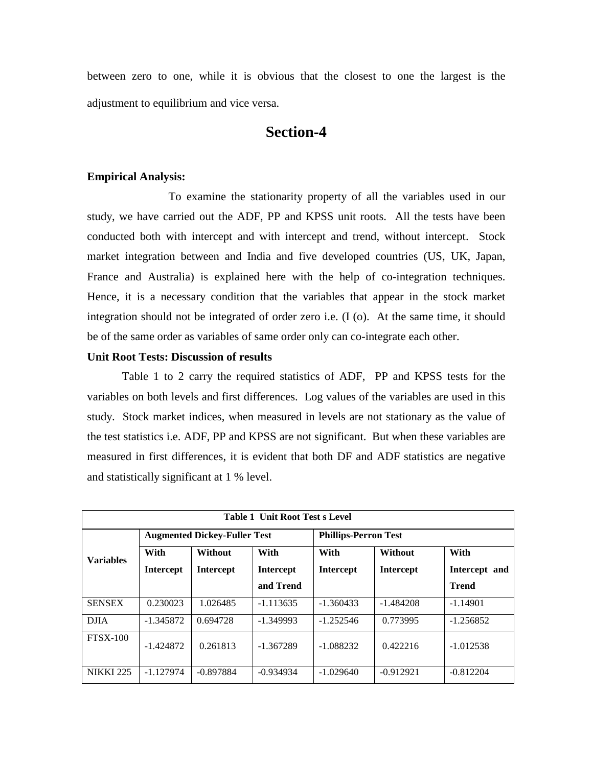between zero to one, while it is obvious that the closest to one the largest is the adjustment to equilibrium and vice versa.

# Section-4

**Empirical Analysis:**

To examine the stationarity property of all the variables used in our study, we have carried out the ADF, PP and KPSS unit roots. All the tests have been conducted both with intercept and with intercept and trend, without intercept. Stock market integration between and India and five developed countries (US, UK, Japan, France and Australia) is explained here with the help of co-integration techniques. Hence, it is a necessary condition that the variables that appear in the stock market integration should not be integrated of order zero i.e. (I (o). At the same time, it should be of the same order as variables of same order only can co-integrate each other.

**Unit Root Tests: Discussion of results**

Table 1 to 2 carry the required statistics of ADF, PP and KPSS tests for the variables on both levels and first differences. Log values of the variables are used in this study. Stock market indices, when measured in levels are not stationary as the value of the test statistics i.e. ADF, PP and KPSS are not significant. But when these variables are measured in first differences, it is evident that both DF and ADF statistics are negative and statistically significant at 1 % level.

**Table 1 Unit Root Test s Level**

| Variables | Augmented Dickey-Fuller Test | | | Phillips-Perron Test | | |
|---|---|---|---|---|---|---|
| | With Intercept | Without Intercept | With Intercept and Trend | With Intercept | Without Intercept | With Intercept and Trend |
| SENSEX | 0.230023 | 1.026485 | -1.113635 | -1.360433 | -1.484208 | -1.14901 |
| DJIA | -1.345872 | 0.694728 | -1.349993 | -1.252546 | 0.773995 | -1.256852 |
| FTSX-100 | -1.424872 | 0.261813 | -1.367289 | -1.088232 | 0.422216 | -1.012538 |
| NIKKI 225 | -1.127974 | -0.897884 | -0.934934 | -1.029640 | -0.912921 | -0.812204 |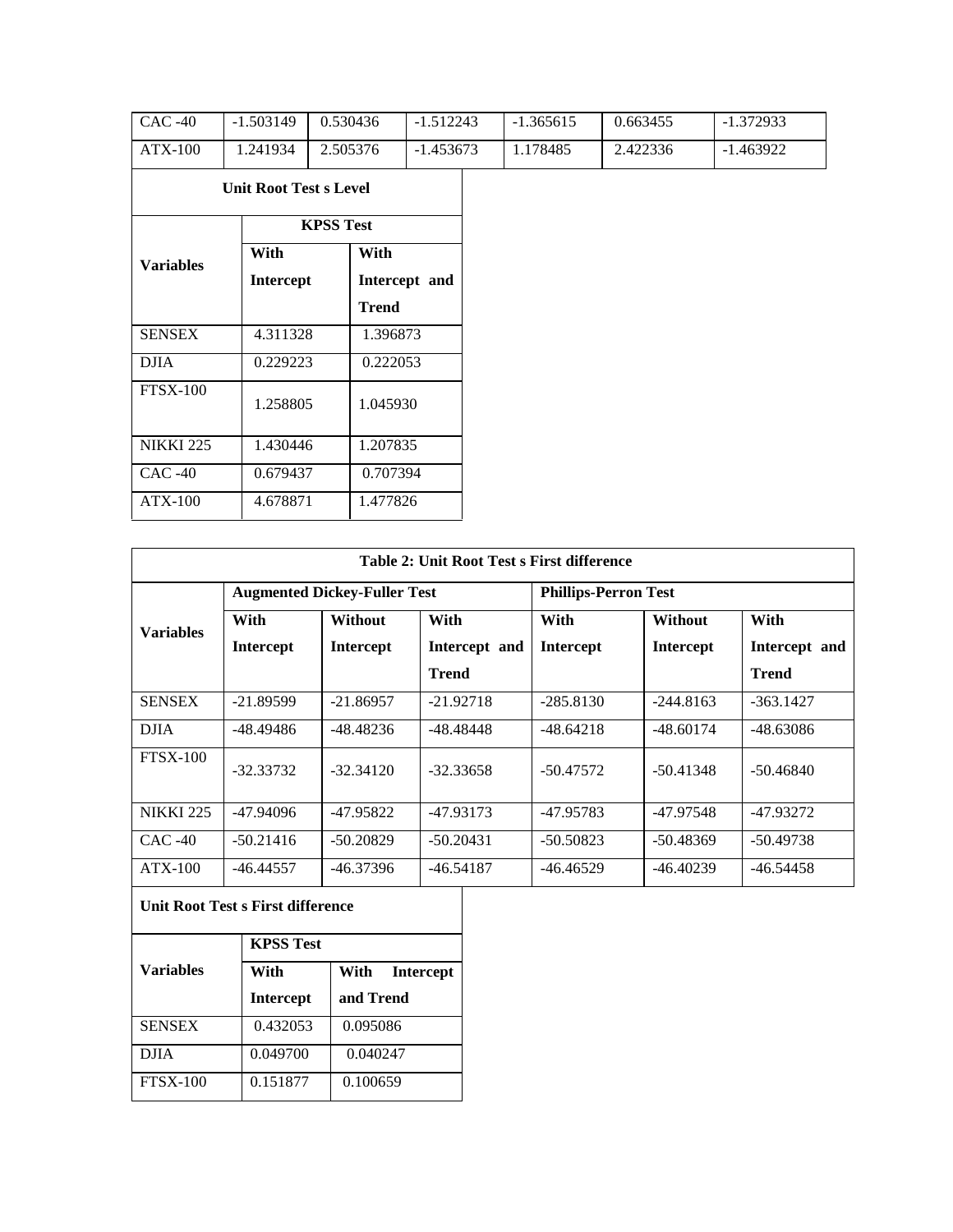| CAC -40 | -1.503149 | 0.530436 | -1.512243 | -1.365615 | 0.663455 | -1.372933 |
|---|---|---|---|---|---|---|
| ATX-100 | 1.241934 | 2.505376 | -1.453673 | 1.178485 | 2.422336 | -1.463922 |

| Unit Root Test s Level | | |
|---|---|---|
| **Variables** | **KPSS Test** | |
| | **With Intercept** | **With Intercept and Trend** |
| SENSEX | 4.311328 | 1.396873 |
| DJIA | 0.229223 | 0.222053 |
| FTSX-100 | 1.258805 | 1.045930 |
| NIKKI 225 | 1.430446 | 1.207835 |
| CAC -40 | 0.679437 | 0.707394 |
| ATX-100 | 4.678871 | 1.477826 |

**Table 2: Unit Root Test s First difference**

| **Variables** | **Augmented Dickey-Fuller Test** | | | **Phillips-Perron Test** | | |
|---|---|---|---|---|---|---|
| | **With Intercept** | **Without Intercept** | **With Intercept and Trend** | **With Intercept** | **Without Intercept** | **With Intercept and Trend** |
| SENSEX | -21.89599 | -21.86957 | -21.92718 | -285.8130 | -244.8163 | -363.1427 |
| DJIA | -48.49486 | -48.48236 | -48.48448 | -48.64218 | -48.60174 | -48.63086 |
| FTSX-100 | -32.33732 | -32.34120 | -32.33658 | -50.47572 | -50.41348 | -50.46840 |
| NIKKI 225 | -47.94096 | -47.95822 | -47.93173 | -47.95783 | -47.97548 | -47.93272 |
| CAC -40 | -50.21416 | -50.20829 | -50.20431 | -50.50823 | -50.48369 | -50.49738 |
| ATX-100 | -46.44557 | -46.37396 | -46.54187 | -46.46529 | -46.40239 | -46.54458 |

| Unit Root Test s First difference | | |
|---|---|---|
| **Variables** | **KPSS Test** | |
| | **With Intercept** | **With Intercept and Trend** |
| SENSEX | 0.432053 | 0.095086 |
| DJIA | 0.049700 | 0.040247 |
| FTSX-100 | 0.151877 | 0.100659 |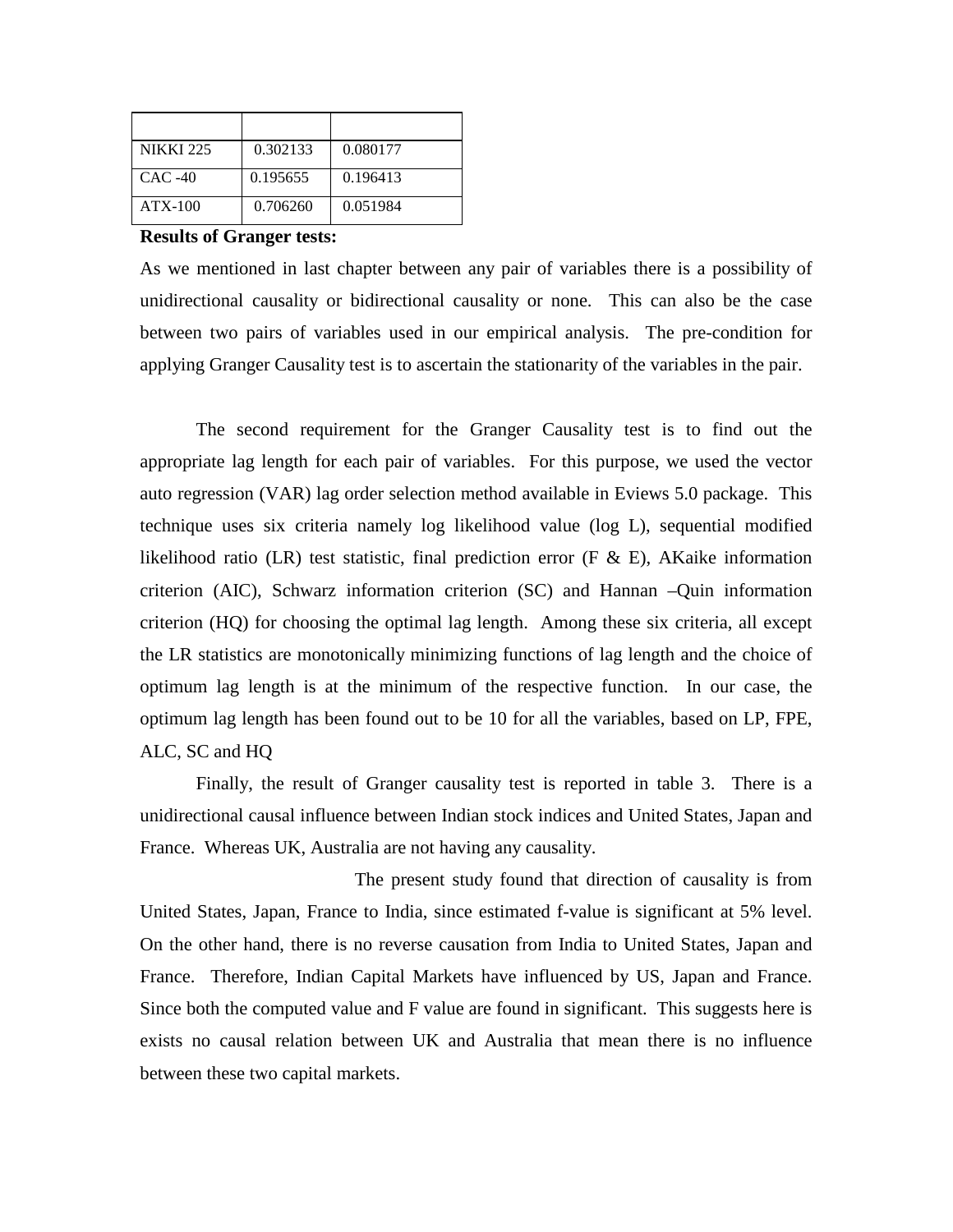| | | |
|---|---|---|
| NIKKI 225 | 0.302133 | 0.080177 |
| CAC -40 | 0.195655 | 0.196413 |
| ATX-100 | 0.706260 | 0.051984 |

**Results of Granger tests:**

As we mentioned in last chapter between any pair of variables there is a possibility of unidirectional causality or bidirectional causality or none. This can also be the case between two pairs of variables used in our empirical analysis. The pre-condition for applying Granger Causality test is to ascertain the stationarity of the variables in the pair.

The second requirement for the Granger Causality test is to find out the appropriate lag length for each pair of variables. For this purpose, we used the vector auto regression (VAR) lag order selection method available in Eviews 5.0 package. This technique uses six criteria namely log likelihood value (log L), sequential modified likelihood ratio (LR) test statistic, final prediction error (F & E), AKaike information criterion (AIC), Schwarz information criterion (SC) and Hannan –Quin information criterion (HQ) for choosing the optimal lag length. Among these six criteria, all except the LR statistics are monotonically minimizing functions of lag length and the choice of optimum lag length is at the minimum of the respective function. In our case, the optimum lag length has been found out to be 10 for all the variables, based on LP, FPE, ALC, SC and HQ

Finally, the result of Granger causality test is reported in table 3. There is a unidirectional causal influence between Indian stock indices and United States, Japan and France. Whereas UK, Australia are not having any causality.

The present study found that direction of causality is from United States, Japan, France to India, since estimated f-value is significant at 5% level. On the other hand, there is no reverse causation from India to United States, Japan and France. Therefore, Indian Capital Markets have influenced by US, Japan and France. Since both the computed value and F value are found in significant. This suggests here is exists no causal relation between UK and Australia that mean there is no influence between these two capital markets.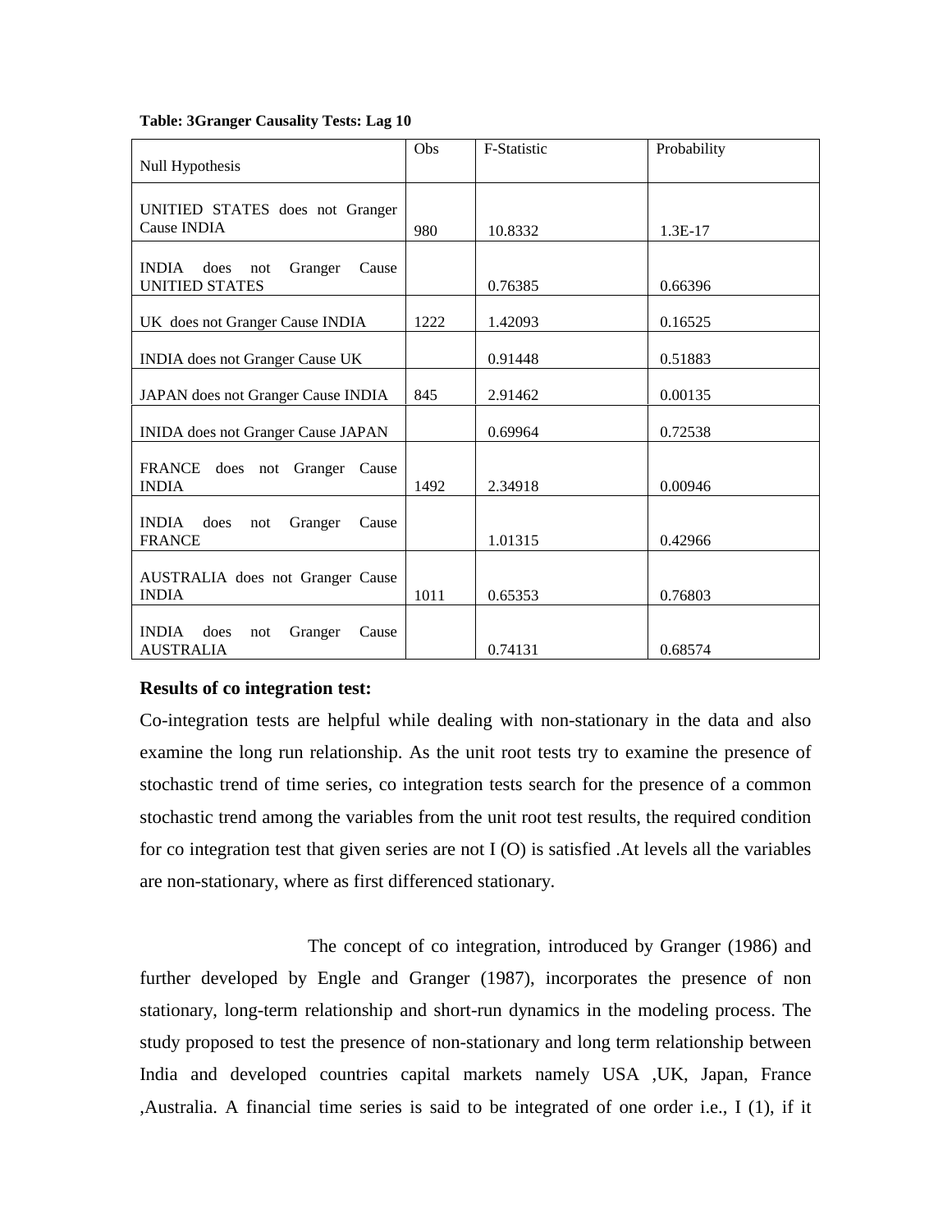**Table: 3Granger Causality Tests: Lag 10**

| Null Hypothesis | Obs | F-Statistic | Probability |
|---|---|---|---|
| UNITIED STATES does not Granger Cause INDIA | 980 | 10.8332 | 1.3E-17 |
| INDIA does not Granger Cause UNITIED STATES | | 0.76385 | 0.66396 |
| UK does not Granger Cause INDIA | 1222 | 1.42093 | 0.16525 |
| INDIA does not Granger Cause UK | | 0.91448 | 0.51883 |
| JAPAN does not Granger Cause INDIA | 845 | 2.91462 | 0.00135 |
| INIDA does not Granger Cause JAPAN | | 0.69964 | 0.72538 |
| FRANCE does not Granger Cause INDIA | 1492 | 2.34918 | 0.00946 |
| INDIA does not Granger Cause FRANCE | | 1.01315 | 0.42966 |
| AUSTRALIA does not Granger Cause INDIA | 1011 | 0.65353 | 0.76803 |
| INDIA does not Granger Cause AUSTRALIA | | 0.74131 | 0.68574 |

**Results of co integration test:**

Co-integration tests are helpful while dealing with non-stationary in the data and also examine the long run relationship. As the unit root tests try to examine the presence of stochastic trend of time series, co integration tests search for the presence of a common stochastic trend among the variables from the unit root test results, the required condition for co integration test that given series are not I (O) is satisfied .At levels all the variables are non-stationary, where as first differenced stationary.

The concept of co integration, introduced by Granger (1986) and further developed by Engle and Granger (1987), incorporates the presence of non stationary, long-term relationship and short-run dynamics in the modeling process. The study proposed to test the presence of non-stationary and long term relationship between India and developed countries capital markets namely USA ,UK, Japan, France ,Australia. A financial time series is said to be integrated of one order i.e., I (1), if it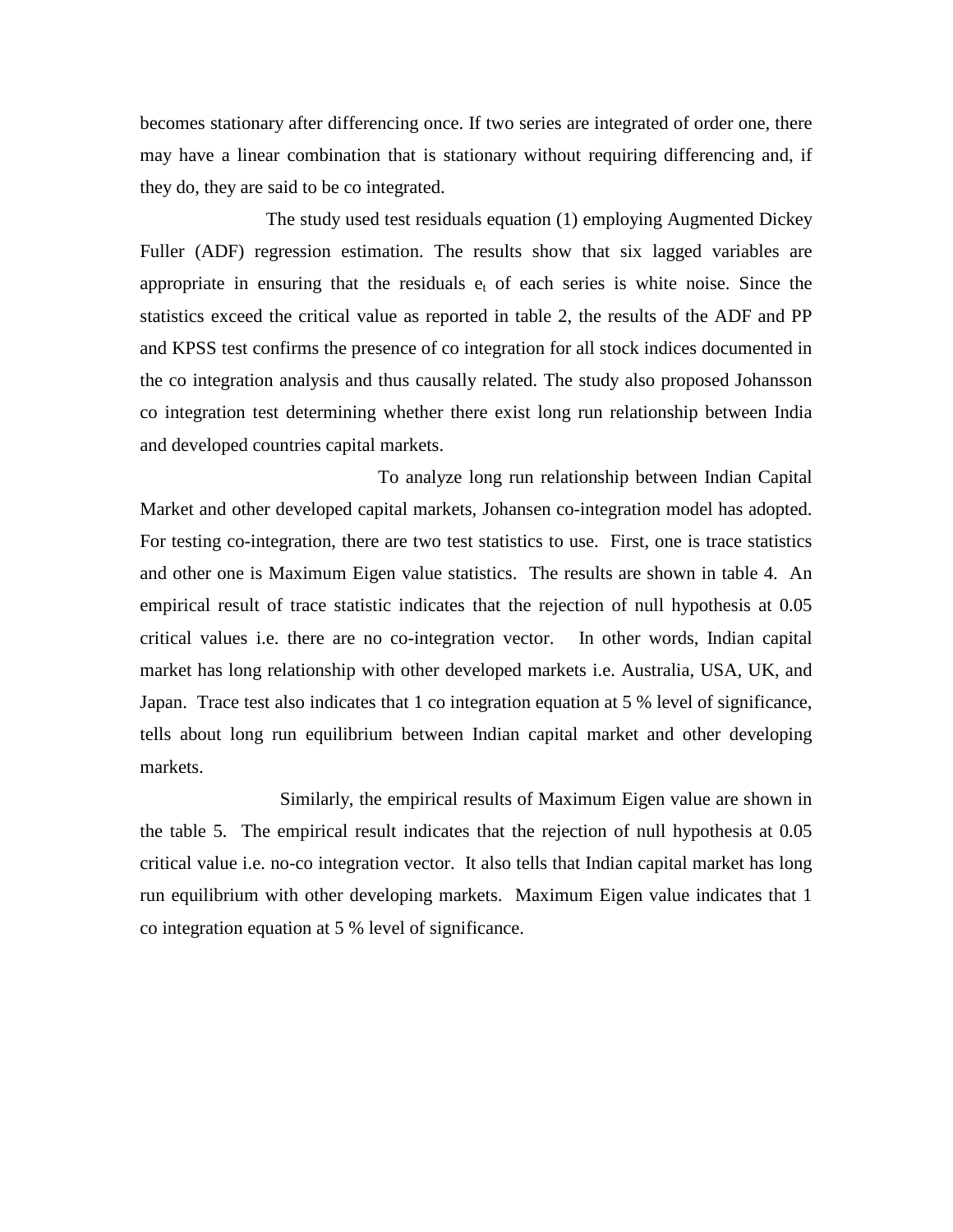becomes stationary after differencing once. If two series are integrated of order one, there may have a linear combination that is stationary without requiring differencing and, if they do, they are said to be co integrated.

The study used test residuals equation (1) employing Augmented Dickey Fuller (ADF) regression estimation. The results show that six lagged variables are appropriate in ensuring that the residuals $e_t$ of each series is white noise. Since the statistics exceed the critical value as reported in table 2, the results of the ADF and PP and KPSS test confirms the presence of co integration for all stock indices documented in the co integration analysis and thus causally related. The study also proposed Johansson co integration test determining whether there exist long run relationship between India and developed countries capital markets.

To analyze long run relationship between Indian Capital Market and other developed capital markets, Johansen co-integration model has adopted. For testing co-integration, there are two test statistics to use. First, one is trace statistics and other one is Maximum Eigen value statistics. The results are shown in table 4. An empirical result of trace statistic indicates that the rejection of null hypothesis at 0.05 critical values i.e. there are no co-integration vector. In other words, Indian capital market has long relationship with other developed markets i.e. Australia, USA, UK, and Japan. Trace test also indicates that 1 co integration equation at 5 % level of significance, tells about long run equilibrium between Indian capital market and other developing markets.

Similarly, the empirical results of Maximum Eigen value are shown in the table 5. The empirical result indicates that the rejection of null hypothesis at 0.05 critical value i.e. no-co integration vector. It also tells that Indian capital market has long run equilibrium with other developing markets. Maximum Eigen value indicates that 1 co integration equation at 5 % level of significance.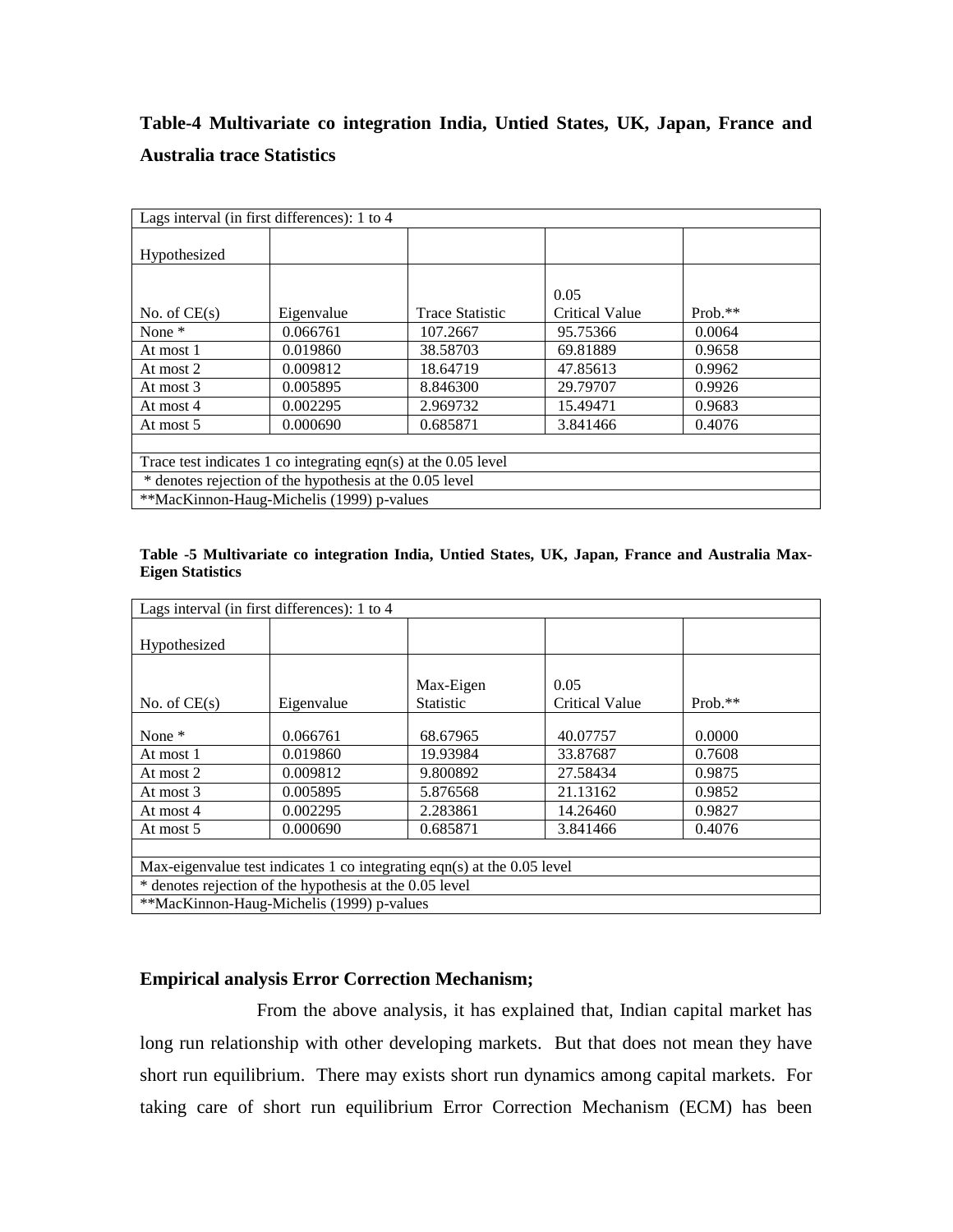### Table-4 Multivariate co integration India, Untied States, UK, Japan, France and Australia trace Statistics

| Lags interval (in first differences): 1 to 4 | | | | |
|---|---|---|---|---|
| Hypothesized No. of CE(s) | Eigenvalue | Trace Statistic | 0.05 Critical Value | Prob.** |
| None * | 0.066761 | 107.2667 | 95.75366 | 0.0064 |
| At most 1 | 0.019860 | 38.58703 | 69.81889 | 0.9658 |
| At most 2 | 0.009812 | 18.64719 | 47.85613 | 0.9962 |
| At most 3 | 0.005895 | 8.846300 | 29.79707 | 0.9926 |
| At most 4 | 0.002295 | 2.969732 | 15.49471 | 0.9683 |
| At most 5 | 0.000690 | 0.685871 | 3.841466 | 0.4076 |
| Trace test indicates 1 co integrating eqn(s) at the 0.05 level | | | | |
| * denotes rejection of the hypothesis at the 0.05 level | | | | |
| **MacKinnon-Haug-Michelis (1999) p-values | | | | |

**Table -5 Multivariate co integration India, Untied States, UK, Japan, France and Australia Max-Eigen Statistics**

| Lags interval (in first differences): 1 to 4 | | | | |
|---|---|---|---|---|
| Hypothesized No. of CE(s) | Eigenvalue | Max-Eigen Statistic | 0.05 Critical Value | Prob.** |
| None * | 0.066761 | 68.67965 | 40.07757 | 0.0000 |
| At most 1 | 0.019860 | 19.93984 | 33.87687 | 0.7608 |
| At most 2 | 0.009812 | 9.800892 | 27.58434 | 0.9875 |
| At most 3 | 0.005895 | 5.876568 | 21.13162 | 0.9852 |
| At most 4 | 0.002295 | 2.283861 | 14.26460 | 0.9827 |
| At most 5 | 0.000690 | 0.685871 | 3.841466 | 0.4076 |
| Max-eigenvalue test indicates 1 co integrating eqn(s) at the 0.05 level | | | | |
| * denotes rejection of the hypothesis at the 0.05 level | | | | |
| **MacKinnon-Haug-Michelis (1999) p-values | | | | |

### Empirical analysis Error Correction Mechanism;

From the above analysis, it has explained that, Indian capital market has long run relationship with other developing markets. But that does not mean they have short run equilibrium. There may exists short run dynamics among capital markets. For taking care of short run equilibrium Error Correction Mechanism (ECM) has been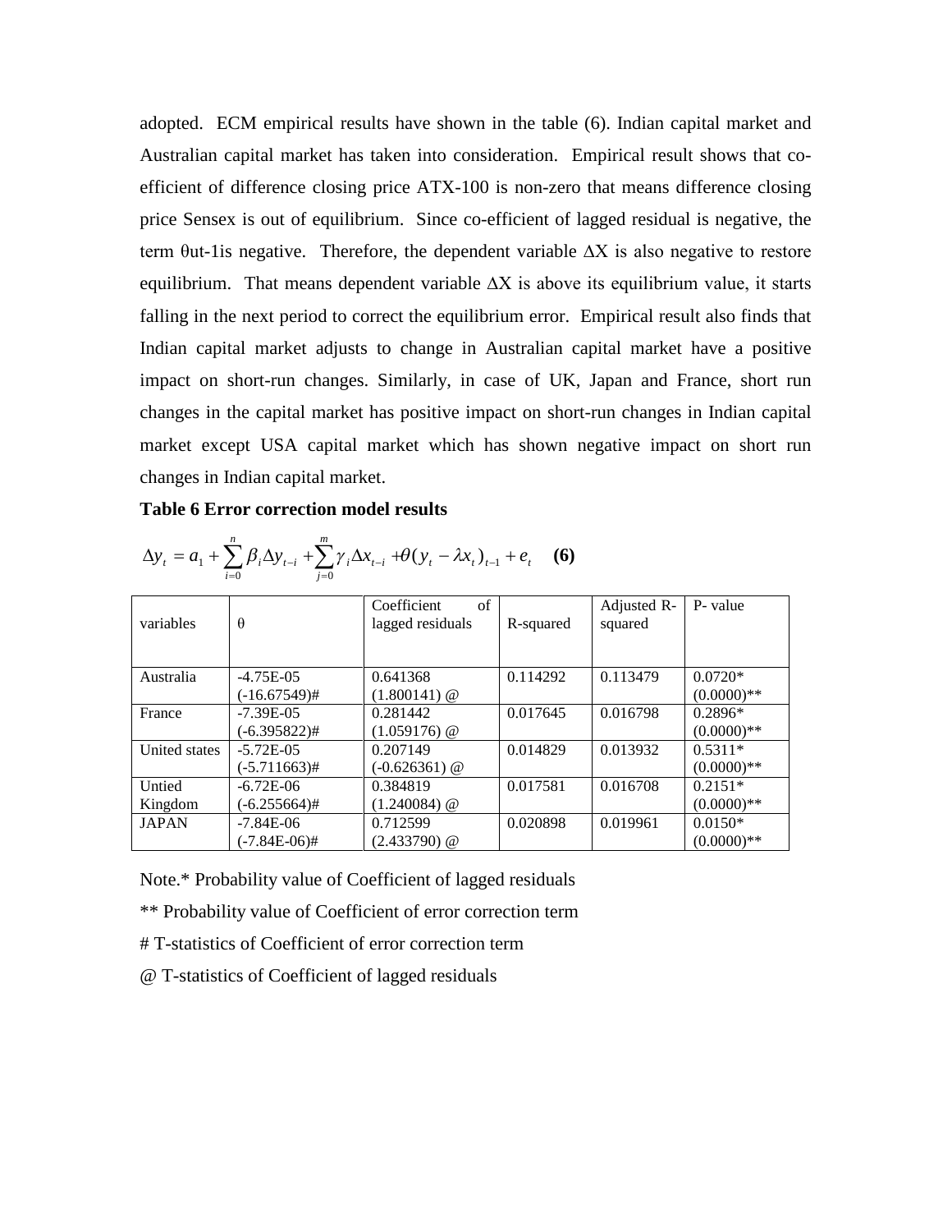adopted. ECM empirical results have shown in the table (6). Indian capital market and Australian capital market has taken into consideration. Empirical result shows that co-efficient of difference closing price ATX-100 is non-zero that means difference closing price Sensex is out of equilibrium. Since co-efficient of lagged residual is negative, the term θut-1is negative. Therefore, the dependent variable ΔX is also negative to restore equilibrium. That means dependent variable ΔX is above its equilibrium value, it starts falling in the next period to correct the equilibrium error. Empirical result also finds that Indian capital market adjusts to change in Australian capital market have a positive impact on short-run changes. Similarly, in case of UK, Japan and France, short run changes in the capital market has positive impact on short-run changes in Indian capital market except USA capital market which has shown negative impact on short run changes in Indian capital market.

**Table 6 Error correction model results**

$$\Delta y_t = a_1 + \sum_{i=0}^{n} \beta_i \Delta y_{t-i} + \sum_{j=0}^{m} \gamma_i \Delta x_{t-i} + \theta(y_t - \lambda x_t)_{t-1} + e_t \quad \textbf{(6)}$$

| variables | θ | Coefficient of lagged residuals | R-squared | Adjusted R-squared | P- value |
|---|---|---|---|---|---|
| Australia | -4.75E-05 (-16.67549)# | 0.641368 (1.800141) @ | 0.114292 | 0.113479 | 0.0720* (0.0000)** |
| France | -7.39E-05 (-6.395822)# | 0.281442 (1.059176) @ | 0.017645 | 0.016798 | 0.2896* (0.0000)** |
| United states | -5.72E-05 (-5.711663)# | 0.207149 (-0.626361) @ | 0.014829 | 0.013932 | 0.5311* (0.0000)** |
| Untied Kingdom | -6.72E-06 (-6.255664)# | 0.384819 (1.240084) @ | 0.017581 | 0.016708 | 0.2151* (0.0000)** |
| JAPAN | -7.84E-06 (-7.84E-06)# | 0.712599 (2.433790) @ | 0.020898 | 0.019961 | 0.0150* (0.0000)** |

Note.* Probability value of Coefficient of lagged residuals

** Probability value of Coefficient of error correction term

# T-statistics of Coefficient of error correction term

@ T-statistics of Coefficient of lagged residuals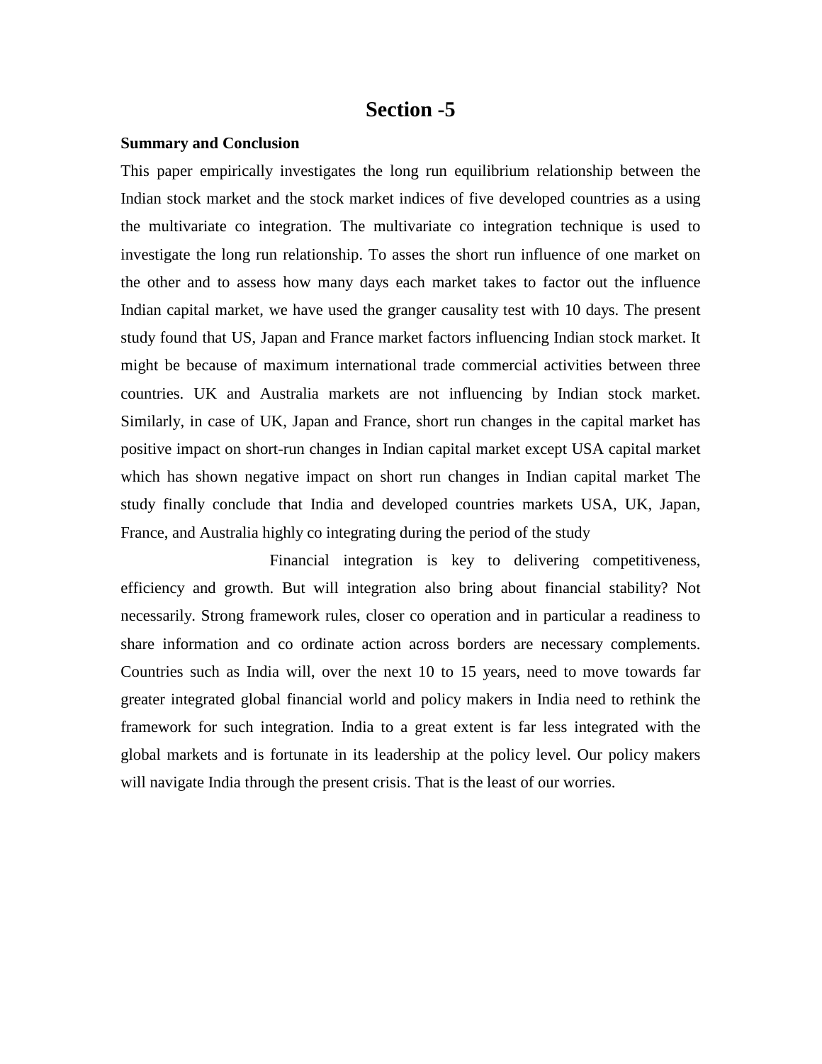# Section -5

**Summary and Conclusion**

This paper empirically investigates the long run equilibrium relationship between the Indian stock market and the stock market indices of five developed countries as a using the multivariate co integration. The multivariate co integration technique is used to investigate the long run relationship. To asses the short run influence of one market on the other and to assess how many days each market takes to factor out the influence Indian capital market, we have used the granger causality test with 10 days. The present study found that US, Japan and France market factors influencing Indian stock market. It might be because of maximum international trade commercial activities between three countries. UK and Australia markets are not influencing by Indian stock market. Similarly, in case of UK, Japan and France, short run changes in the capital market has positive impact on short-run changes in Indian capital market except USA capital market which has shown negative impact on short run changes in Indian capital market The study finally conclude that India and developed countries markets USA, UK, Japan, France, and Australia highly co integrating during the period of the study

Financial integration is key to delivering competitiveness, efficiency and growth. But will integration also bring about financial stability? Not necessarily. Strong framework rules, closer co operation and in particular a readiness to share information and co ordinate action across borders are necessary complements. Countries such as India will, over the next 10 to 15 years, need to move towards far greater integrated global financial world and policy makers in India need to rethink the framework for such integration. India to a great extent is far less integrated with the global markets and is fortunate in its leadership at the policy level. Our policy makers will navigate India through the present crisis. That is the least of our worries.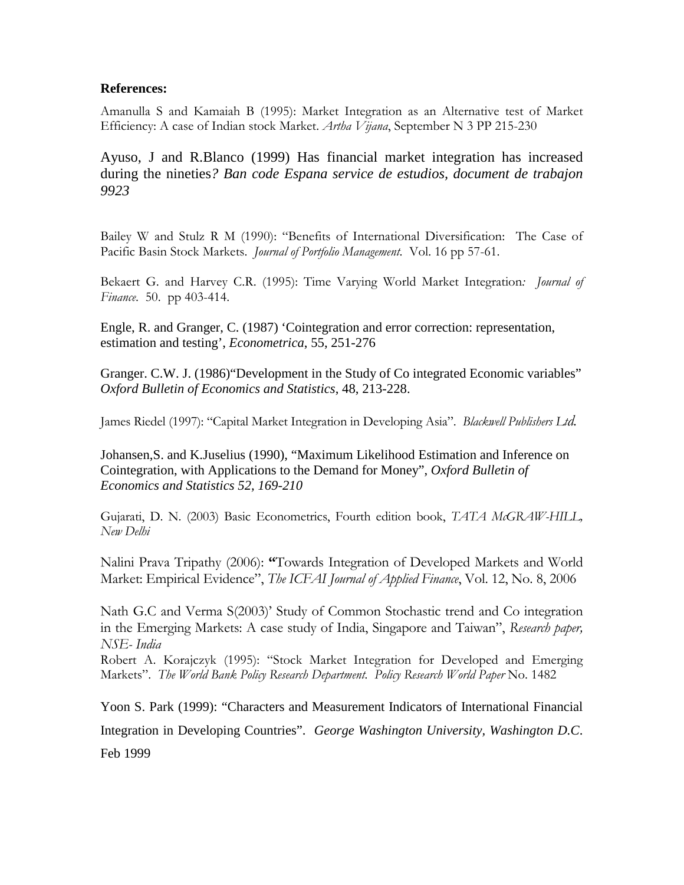**References:**

Amanulla S and Kamaiah B (1995): Market Integration as an Alternative test of Market Efficiency: A case of Indian stock Market. *Artha Vijana*, September N 3 PP 215-230

Ayuso, J and R.Blanco (1999) Has financial market integration has increased during the nineties*? Ban code Espana service de estudios, document de trabajon 9923*

Bailey W and Stulz R M (1990): "Benefits of International Diversification: The Case of Pacific Basin Stock Markets. *Journal of Portfolio Management*. Vol. 16 pp 57-61.

Bekaert G. and Harvey C.R. (1995): Time Varying World Market Integration*: Journal of Finance*. 50. pp 403-414.

Engle, R. and Granger, C. (1987) 'Cointegration and error correction: representation, estimation and testing', *Econometrica*, 55, 251-276

Granger. C.W. J. (1986)"Development in the Study of Co integrated Economic variables" *Oxford Bulletin of Economics and Statistics*, 48, 213-228.

James Riedel (1997): "Capital Market Integration in Developing Asia". *Blackwell Publishers Ltd*.

Johansen,S. and K.Juselius (1990), "Maximum Likelihood Estimation and Inference on Cointegration, with Applications to the Demand for Money", *Oxford Bulletin of Economics and Statistics 52, 169-210*

Gujarati, D. N. (2003) Basic Econometrics, Fourth edition book, *TATA McGRAW-HILL, New Delhi*

Nalini Prava Tripathy (2006): **"**Towards Integration of Developed Markets and World Market: Empirical Evidence", *The ICFAI Journal of Applied Finance*, Vol. 12, No. 8, 2006

Nath G.C and Verma S(2003)' Study of Common Stochastic trend and Co integration in the Emerging Markets: A case study of India, Singapore and Taiwan", *Research paper, NSE- India*

Robert A. Korajczyk (1995): "Stock Market Integration for Developed and Emerging Markets". *The World Bank Policy Research Department. Policy Research World Paper* No. 1482

Yoon S. Park (1999): "Characters and Measurement Indicators of International Financial Integration in Developing Countries". *George Washington University, Washington D.C.* Feb 1999